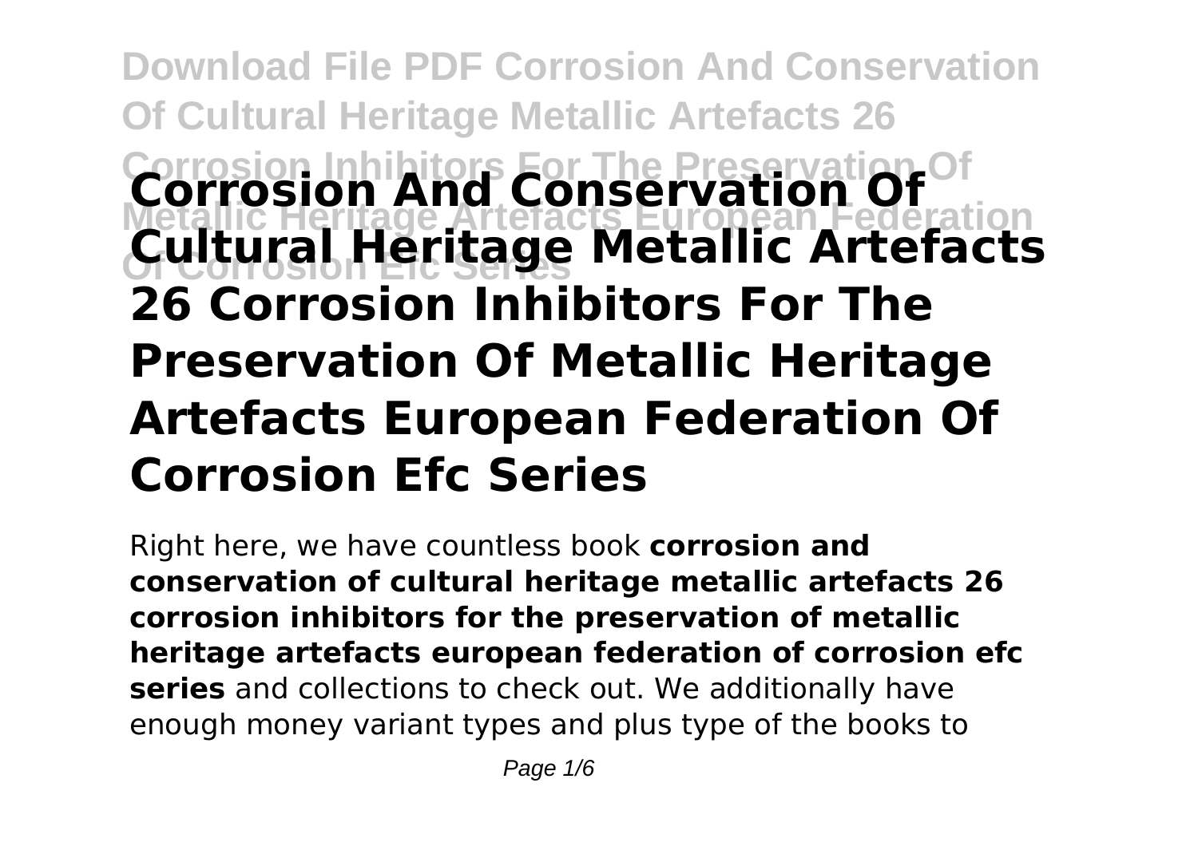# Corrosion And Conservation Of Cultural Heritage Metallic Artefacts 26 Corrosion Inhibitors For The Preservation Of Metallic Heritage Artefacts European Federation Of Corrosion Efc Series

Right here, we have countless book **corrosion and conservation of cultural heritage metallic artefacts 26 corrosion inhibitors for the preservation of metallic heritage artefacts european federation of corrosion efc series** and collections to check out. We additionally have enough money variant types and plus type of the books to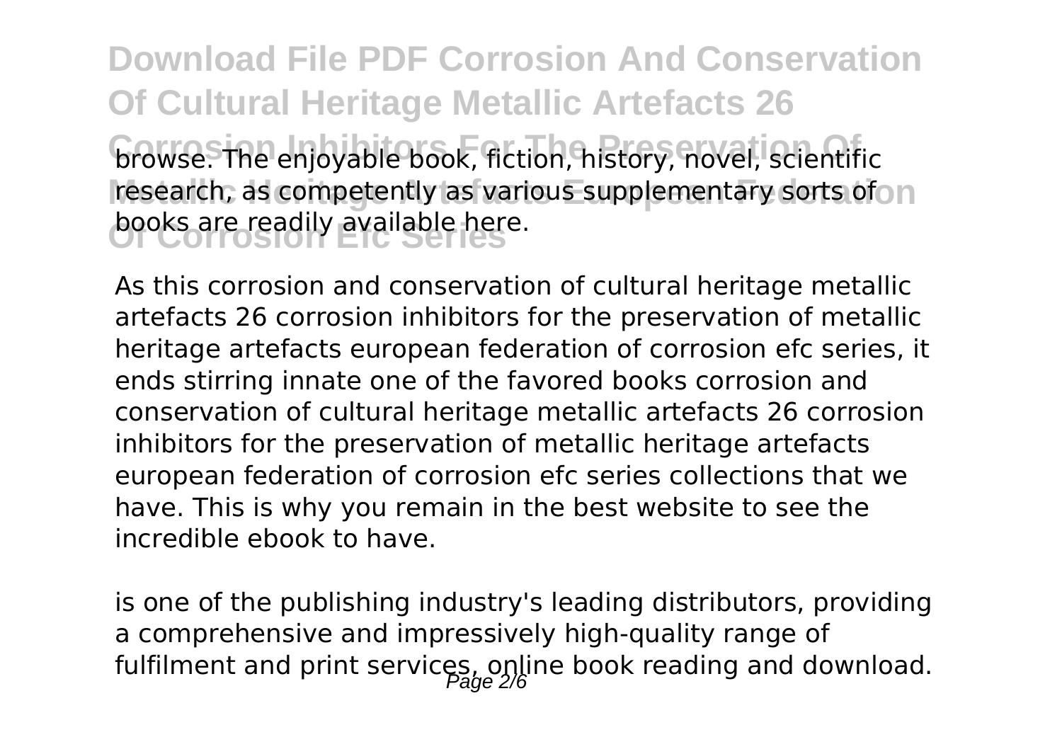browse. The enjoyable book, fiction, history, novel, scientific research, as competently as various supplementary sorts of books are readily available here.

As this corrosion and conservation of cultural heritage metallic artefacts 26 corrosion inhibitors for the preservation of metallic heritage artefacts european federation of corrosion efc series, it ends stirring innate one of the favored books corrosion and conservation of cultural heritage metallic artefacts 26 corrosion inhibitors for the preservation of metallic heritage artefacts european federation of corrosion efc series collections that we have. This is why you remain in the best website to see the incredible ebook to have.

is one of the publishing industry's leading distributors, providing a comprehensive and impressively high-quality range of fulfilment and print services, online book reading and download.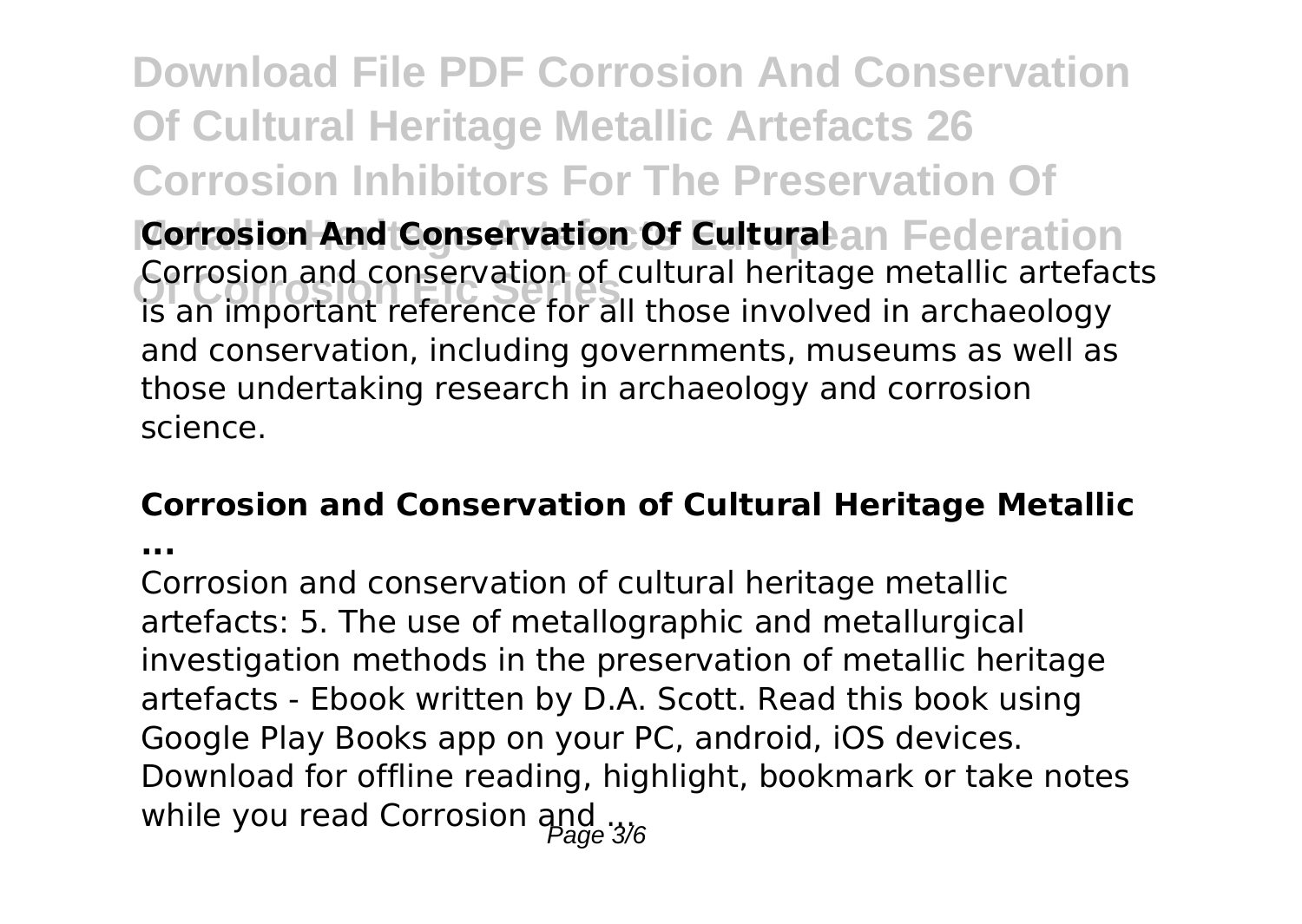**Corrosion And Conservation Of Cultural**

Corrosion and conservation of cultural heritage metallic artefacts is an important reference for all those involved in archaeology and conservation, including governments, museums as well as those undertaking research in archaeology and corrosion science.

### **Corrosion and Conservation of Cultural Heritage Metallic ...**

Corrosion and conservation of cultural heritage metallic artefacts: 5. The use of metallographic and metallurgical investigation methods in the preservation of metallic heritage artefacts - Ebook written by D.A. Scott. Read this book using Google Play Books app on your PC, android, iOS devices. Download for offline reading, highlight, bookmark or take notes while you read Corrosion and ...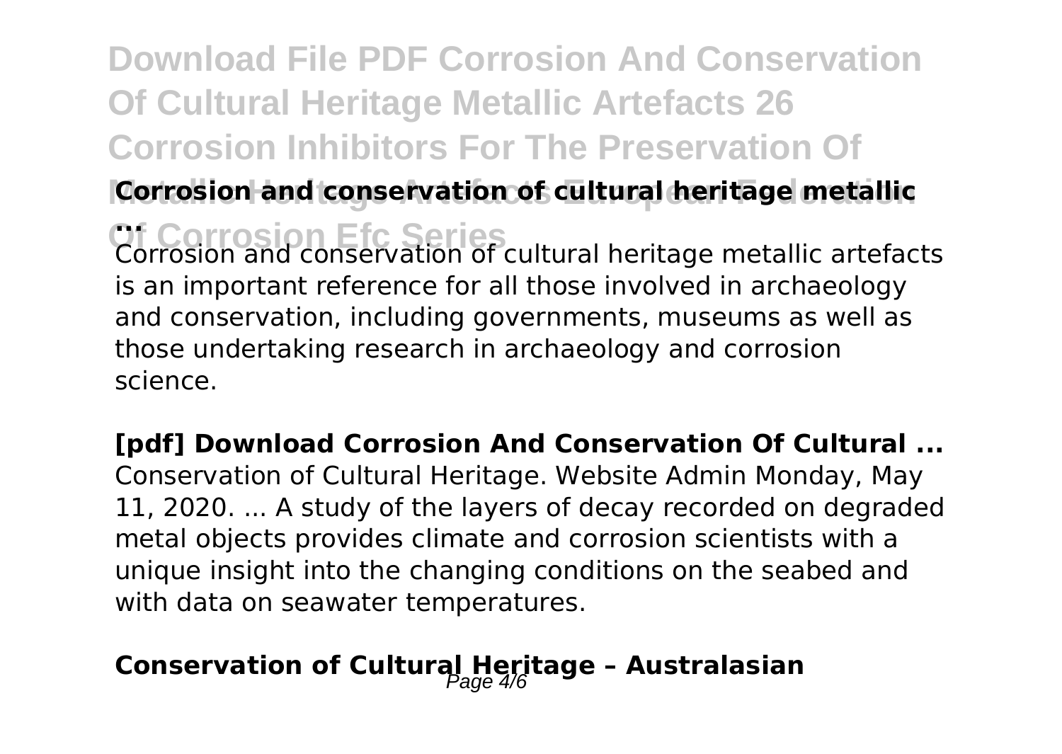### Corrosion and conservation of cultural heritage metallic ...

Corrosion and conservation of cultural heritage metallic artefacts is an important reference for all those involved in archaeology and conservation, including governments, museums as well as those undertaking research in archaeology and corrosion science.

### [pdf] Download Corrosion And Conservation Of Cultural ...

Conservation of Cultural Heritage. Website Admin Monday, May 11, 2020. ... A study of the layers of decay recorded on degraded metal objects provides climate and corrosion scientists with a unique insight into the changing conditions on the seabed and with data on seawater temperatures.

### Conservation of Cultural Heritage – Australasian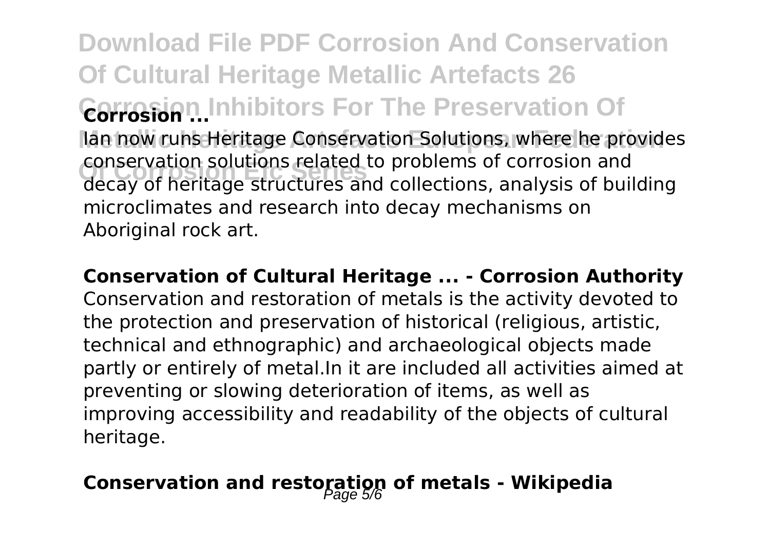Ian now runs Heritage Conservation Solutions, where he provides conservation solutions related to problems of corrosion and decay of heritage structures and collections, analysis of building microclimates and research into decay mechanisms on Aboriginal rock art.

**Conservation of Cultural Heritage ... - Corrosion Authority**

Conservation and restoration of metals is the activity devoted to the protection and preservation of historical (religious, artistic, technical and ethnographic) and archaeological objects made partly or entirely of metal.In it are included all activities aimed at preventing or slowing deterioration of items, as well as improving accessibility and readability of the objects of cultural heritage.

**Conservation and restoration of metals - Wikipedia**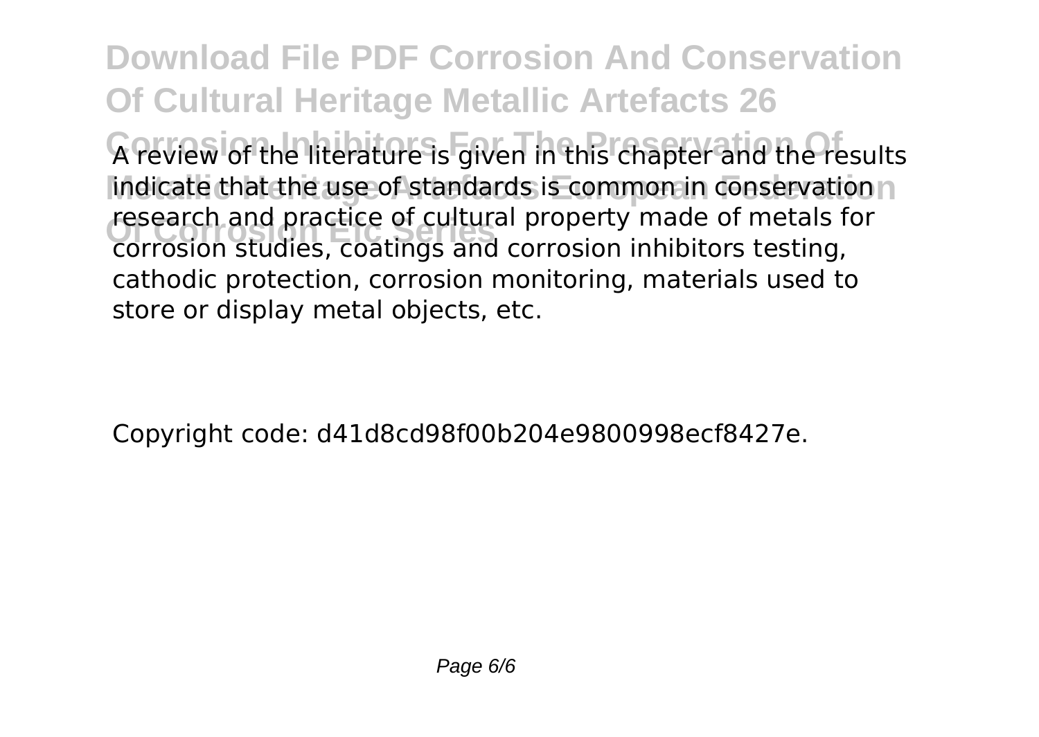A review of the literature is given in this chapter and the results indicate that the use of standards is common in conservation research and practice of cultural property made of metals for corrosion studies, coatings and corrosion inhibitors testing, cathodic protection, corrosion monitoring, materials used to store or display metal objects, etc.

Copyright code: d41d8cd98f00b204e9800998ecf8427e.